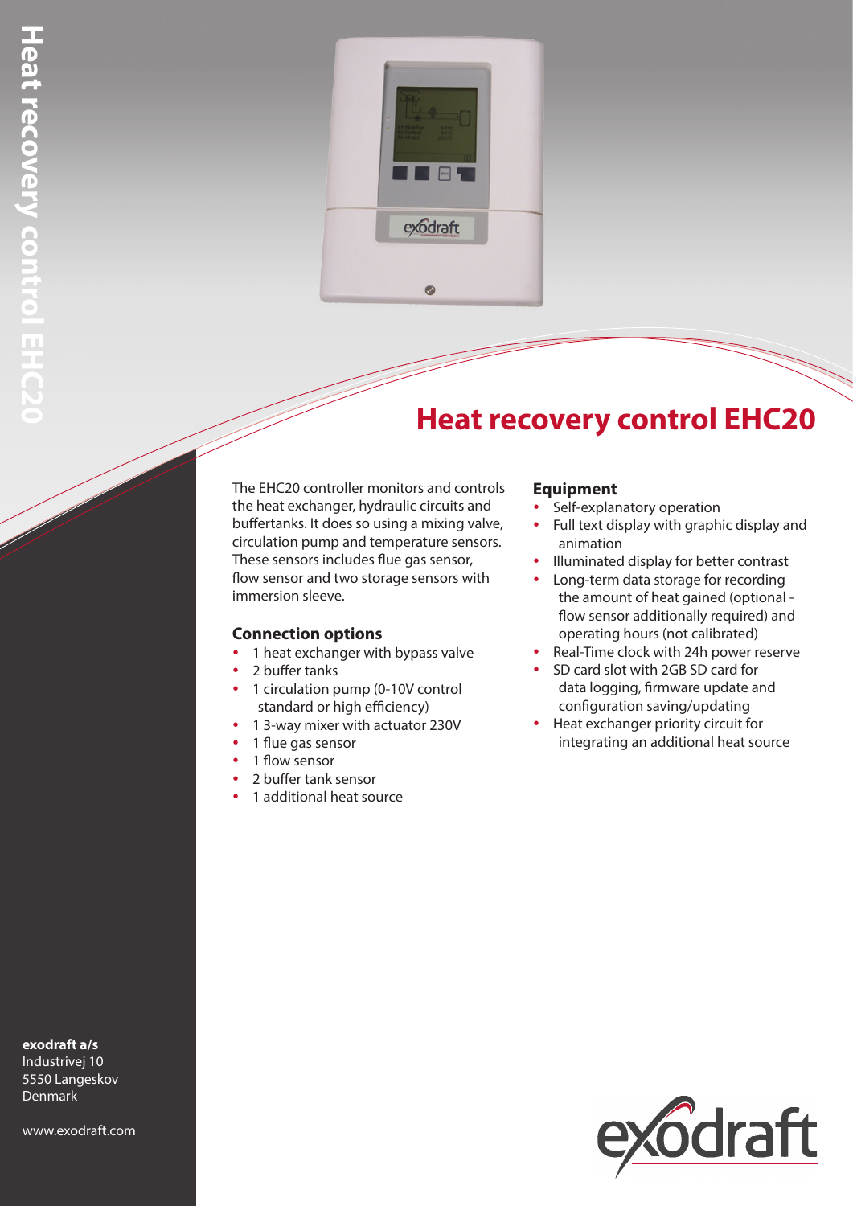# Heat recovery control EHC20

The EHC20 controller monitors and controls the heat exchanger, hydraulic circuits and buffertanks. It does so using a mixing valve, circulation pump and temperature sensors. These sensors includes flue gas sensor, flow sensor and two storage sensors with immersion sleeve.

## Connection options

- 1 heat exchanger with bypass valve
- 2 buffer tanks
- 1 circulation pump (0-10V control standard or high efficiency)
- 1 3-way mixer with actuator 230V
- 1 flue gas sensor
- 1 flow sensor
- 2 buffer tank sensor
- 1 additional heat source

## Equipment

- Self-explanatory operation
- Full text display with graphic display and animation
- Illuminated display for better contrast
- Long-term data storage for recording the amount of heat gained (optional - flow sensor additionally required) and operating hours (not calibrated)
- Real-Time clock with 24h power reserve
- SD card slot with 2GB SD card for data logging, firmware update and configuration saving/updating
- Heat exchanger priority circuit for integrating an additional heat source

**exodraft a/s**
Industrivej 10
5550 Langeskov
Denmark

www.exodraft.com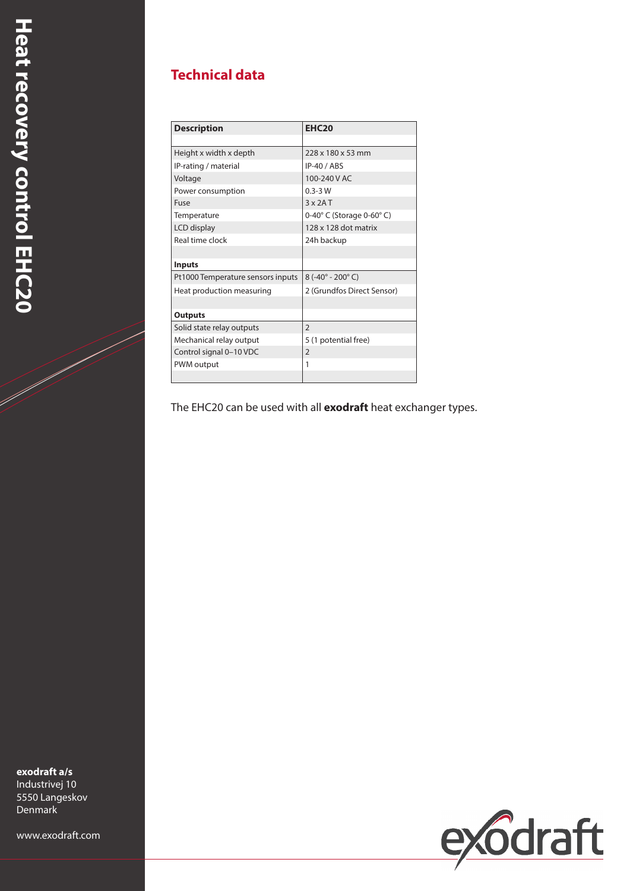## Technical data

| Description | EHC20 |
| --- | --- |
| | |
| Height x width x depth | 228 x 180 x 53 mm |
| IP-rating / material | IP-40 / ABS |
| Voltage | 100-240 V AC |
| Power consumption | 0.3-3 W |
| Fuse | 3 x 2A T |
| Temperature | 0-40° C (Storage 0-60° C) |
| LCD display | 128 x 128 dot matrix |
| Real time clock | 24h backup |
| | |
| **Inputs** | |
| Pt1000 Temperature sensors inputs | 8 (-40° - 200° C) |
| Heat production measuring | 2 (Grundfos Direct Sensor) |
| | |
| **Outputs** | |
| Solid state relay outputs | 2 |
| Mechanical relay output | 5 (1 potential free) |
| Control signal 0–10 VDC | 2 |
| PWM output | 1 |
| | |

The EHC20 can be used with all **exodraft** heat exchanger types.

**exodraft a/s**
Industrivej 10
5550 Langeskov
Denmark

www.exodraft.com